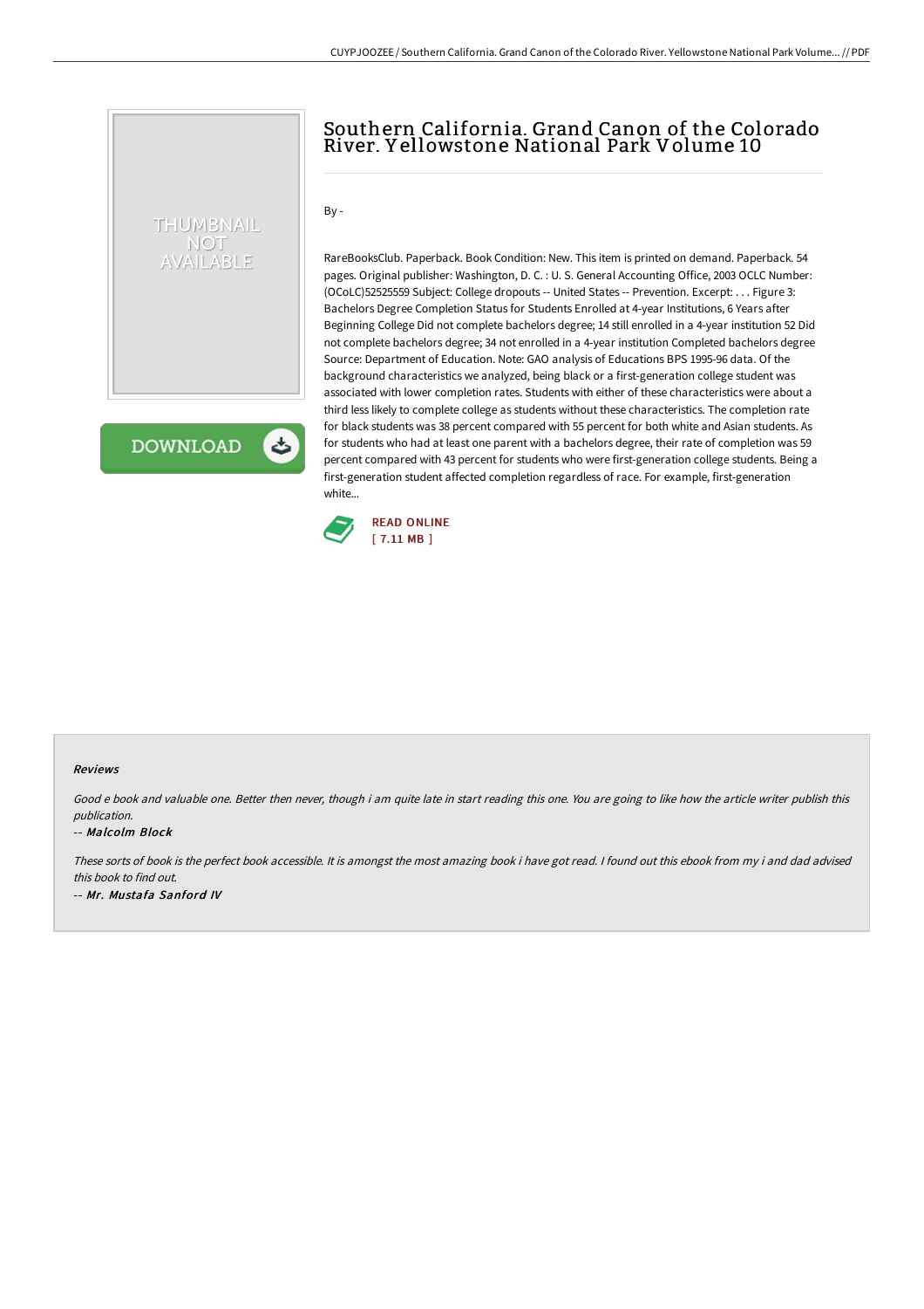# Southern California. Grand Canon of the Colorado River. Yellowstone National Park Volume 10

By -

RareBooksClub. Paperback. Book Condition: New. This item is printed on demand. Paperback. 54 pages. Original publisher: Washington, D. C. : U. S. General Accounting Office, 2003 OCLC Number: (OCoLC)52525559 Subject: College dropouts -- United States -- Prevention. Excerpt: . . . Figure 3: Bachelors Degree Completion Status for Students Enrolled at 4-year Institutions, 6 Years after Beginning College Did not complete bachelors degree; 14 still enrolled in a 4-year institution 52 Did not complete bachelors degree; 34 not enrolled in a 4-year institution Completed bachelors degree Source: Department of Education. Note: GAO analysis of Educations BPS 1995-96 data. Of the background characteristics we analyzed, being black or a first-generation college student was associated with lower completion rates. Students with either of these characteristics were about a third less likely to complete college as students without these characteristics. The completion rate for black students was 38 percent compared with 55 percent for both white and Asian students. As for students who had at least one parent with a bachelors degree, their rate of completion was 59 percent compared with 43 percent for students who were first-generation college students. Being a first-generation student affected completion regardless of race. For example, first-generation white...

READ ONLINE
[ 7.11 MB ]

### Reviews

*Good e book and valuable one. Better then never, though i am quite late in start reading this one. You are going to like how the article writer publish this publication.*

-- ***Malcolm Block***

*These sorts of book is the perfect book accessible. It is amongst the most amazing book i have got read. I found out this ebook from my i and dad advised this book to find out.*

-- ***Mr. Mustafa Sanford IV***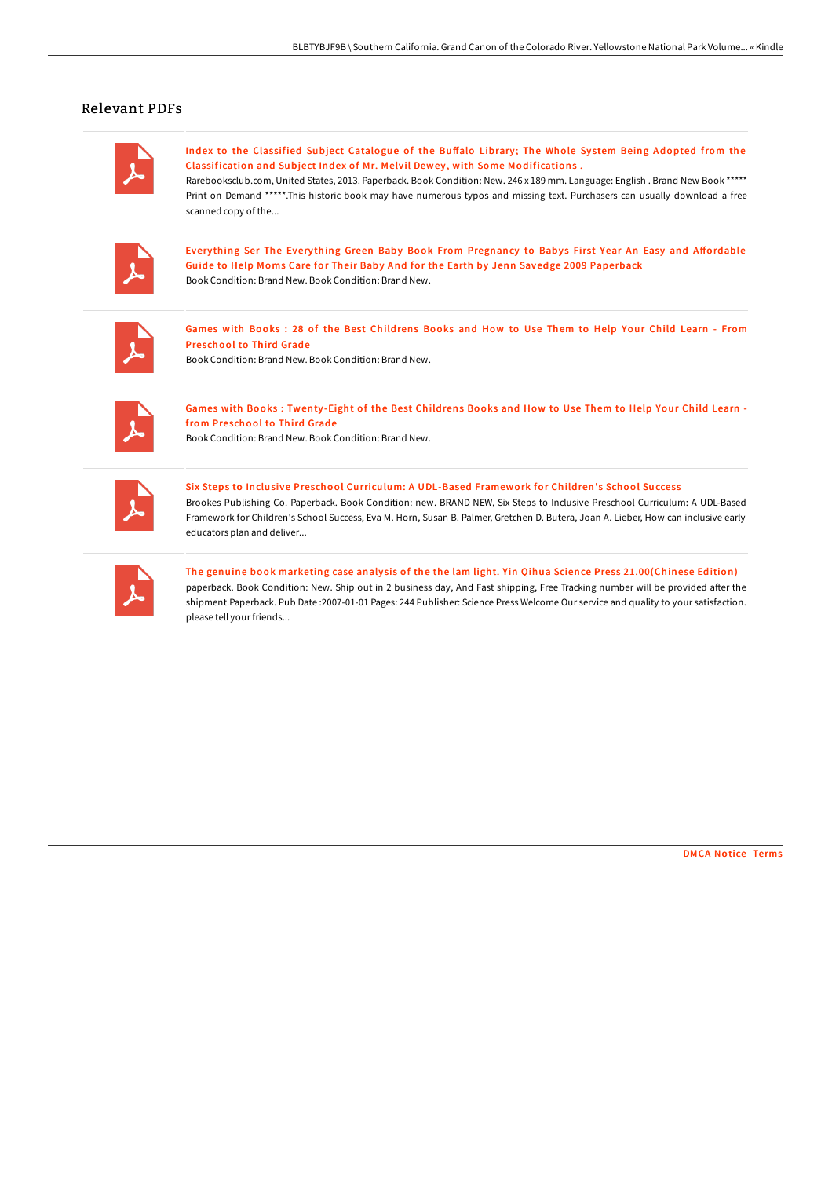## Relevant PDFs

**Index to the Classified Subject Catalogue of the Buffalo Library; The Whole System Being Adopted from the Classification and Subject Index of Mr. Melvil Dewey, with Some Modifications .**

Rarebooksclub.com, United States, 2013. Paperback. Book Condition: New. 246 x 189 mm. Language: English . Brand New Book ***** Print on Demand *****.This historic book may have numerous typos and missing text. Purchasers can usually download a free scanned copy of the...

**Everything Ser The Everything Green Baby Book From Pregnancy to Babys First Year An Easy and Affordable Guide to Help Moms Care for Their Baby And for the Earth by Jenn Savedge 2009 Paperback**

Book Condition: Brand New. Book Condition: Brand New.

**Games with Books : 28 of the Best Childrens Books and How to Use Them to Help Your Child Learn - From Preschool to Third Grade**

Book Condition: Brand New. Book Condition: Brand New.

**Games with Books : Twenty-Eight of the Best Childrens Books and How to Use Them to Help Your Child Learn - from Preschool to Third Grade**

Book Condition: Brand New. Book Condition: Brand New.

**Six Steps to Inclusive Preschool Curriculum: A UDL-Based Framework for Children's School Success**

Brookes Publishing Co. Paperback. Book Condition: new. BRAND NEW, Six Steps to Inclusive Preschool Curriculum: A UDL-Based Framework for Children's School Success, Eva M. Horn, Susan B. Palmer, Gretchen D. Butera, Joan A. Lieber, How can inclusive early educators plan and deliver...

**The genuine book marketing case analysis of the the lam light. Yin Qihua Science Press 21.00(Chinese Edition)**

paperback. Book Condition: New. Ship out in 2 business day, And Fast shipping, Free Tracking number will be provided after the shipment.Paperback. Pub Date :2007-01-01 Pages: 244 Publisher: Science Press Welcome Our service and quality to your satisfaction. please tell your friends...